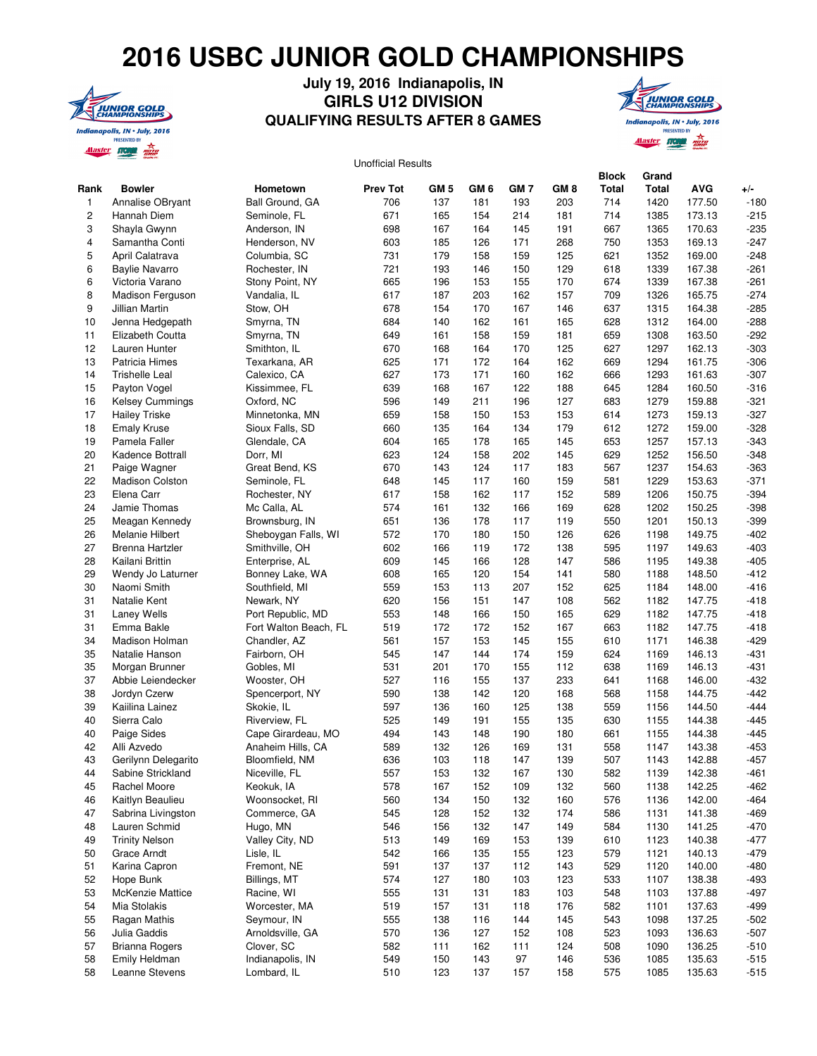# 2016 USBC JUNIOR GOLD CHAMPIONSHIPS

**July 19, 2016 Indianapolis, IN**

## GIRLS U12 DIVISION

### QUALIFYING RESULTS AFTER 8 GAMES

Unofficial Results

| Rank | Bowler | Hometown | Prev Tot | GM 5 | GM 6 | GM 7 | GM 8 | Block Total | Grand Total | AVG | +/- |
|---|---|---|---|---|---|---|---|---|---|---|---|
| 1 | Annalise OBryant | Ball Ground, GA | 706 | 137 | 181 | 193 | 203 | 714 | 1420 | 177.50 | -180 |
| 2 | Hannah Diem | Seminole, FL | 671 | 165 | 154 | 214 | 181 | 714 | 1385 | 173.13 | -215 |
| 3 | Shayla Gwynn | Anderson, IN | 698 | 167 | 164 | 145 | 191 | 667 | 1365 | 170.63 | -235 |
| 4 | Samantha Conti | Henderson, NV | 603 | 185 | 126 | 171 | 268 | 750 | 1353 | 169.13 | -247 |
| 5 | April Calatrava | Columbia, SC | 731 | 179 | 158 | 159 | 125 | 621 | 1352 | 169.00 | -248 |
| 6 | Baylie Navarro | Rochester, IN | 721 | 193 | 146 | 150 | 129 | 618 | 1339 | 167.38 | -261 |
| 6 | Victoria Varano | Stony Point, NY | 665 | 196 | 153 | 155 | 170 | 674 | 1339 | 167.38 | -261 |
| 8 | Madison Ferguson | Vandalia, IL | 617 | 187 | 203 | 162 | 157 | 709 | 1326 | 165.75 | -274 |
| 9 | Jillian Martin | Stow, OH | 678 | 154 | 170 | 167 | 146 | 637 | 1315 | 164.38 | -285 |
| 10 | Jenna Hedgepath | Smyrna, TN | 684 | 140 | 162 | 161 | 165 | 628 | 1312 | 164.00 | -288 |
| 11 | Elizabeth Coutta | Smyrna, TN | 649 | 161 | 158 | 159 | 181 | 659 | 1308 | 163.50 | -292 |
| 12 | Lauren Hunter | Smithton, IL | 670 | 168 | 164 | 170 | 125 | 627 | 1297 | 162.13 | -303 |
| 13 | Patricia Himes | Texarkana, AR | 625 | 171 | 172 | 164 | 162 | 669 | 1294 | 161.75 | -306 |
| 14 | Trishelle Leal | Calexico, CA | 627 | 173 | 171 | 160 | 162 | 666 | 1293 | 161.63 | -307 |
| 15 | Payton Vogel | Kissimmee, FL | 639 | 168 | 167 | 122 | 188 | 645 | 1284 | 160.50 | -316 |
| 16 | Kelsey Cummings | Oxford, NC | 596 | 149 | 211 | 196 | 127 | 683 | 1279 | 159.88 | -321 |
| 17 | Hailey Triske | Minnetonka, MN | 659 | 158 | 150 | 153 | 153 | 614 | 1273 | 159.13 | -327 |
| 18 | Emaly Kruse | Sioux Falls, SD | 660 | 135 | 164 | 134 | 179 | 612 | 1272 | 159.00 | -328 |
| 19 | Pamela Faller | Glendale, CA | 604 | 165 | 178 | 165 | 145 | 653 | 1257 | 157.13 | -343 |
| 20 | Kadence Bottrall | Dorr, MI | 623 | 124 | 158 | 202 | 145 | 629 | 1252 | 156.50 | -348 |
| 21 | Paige Wagner | Great Bend, KS | 670 | 143 | 124 | 117 | 183 | 567 | 1237 | 154.63 | -363 |
| 22 | Madison Colston | Seminole, FL | 648 | 145 | 117 | 160 | 159 | 581 | 1229 | 153.63 | -371 |
| 23 | Elena Carr | Rochester, NY | 617 | 158 | 162 | 117 | 152 | 589 | 1206 | 150.75 | -394 |
| 24 | Jamie Thomas | Mc Calla, AL | 574 | 161 | 132 | 166 | 169 | 628 | 1202 | 150.25 | -398 |
| 25 | Meagan Kennedy | Brownsburg, IN | 651 | 136 | 178 | 117 | 119 | 550 | 1201 | 150.13 | -399 |
| 26 | Melanie Hilbert | Sheboygan Falls, WI | 572 | 170 | 180 | 150 | 126 | 626 | 1198 | 149.75 | -402 |
| 27 | Brenna Hartzler | Smithville, OH | 602 | 166 | 119 | 172 | 138 | 595 | 1197 | 149.63 | -403 |
| 28 | Kailani Brittin | Enterprise, AL | 609 | 145 | 166 | 128 | 147 | 586 | 1195 | 149.38 | -405 |
| 29 | Wendy Jo Laturner | Bonney Lake, WA | 608 | 165 | 120 | 154 | 141 | 580 | 1188 | 148.50 | -412 |
| 30 | Naomi Smith | Southfield, MI | 559 | 153 | 113 | 207 | 152 | 625 | 1184 | 148.00 | -416 |
| 31 | Natalie Kent | Newark, NY | 620 | 156 | 151 | 147 | 108 | 562 | 1182 | 147.75 | -418 |
| 31 | Laney Wells | Port Republic, MD | 553 | 148 | 166 | 150 | 165 | 629 | 1182 | 147.75 | -418 |
| 31 | Emma Bakle | Fort Walton Beach, FL | 519 | 172 | 172 | 152 | 167 | 663 | 1182 | 147.75 | -418 |
| 34 | Madison Holman | Chandler, AZ | 561 | 157 | 153 | 145 | 155 | 610 | 1171 | 146.38 | -429 |
| 35 | Natalie Hanson | Fairborn, OH | 545 | 147 | 144 | 174 | 159 | 624 | 1169 | 146.13 | -431 |
| 35 | Morgan Brunner | Gobles, MI | 531 | 201 | 170 | 155 | 112 | 638 | 1169 | 146.13 | -431 |
| 37 | Abbie Leiendecker | Wooster, OH | 527 | 116 | 155 | 137 | 233 | 641 | 1168 | 146.00 | -432 |
| 38 | Jordyn Czerw | Spencerport, NY | 590 | 138 | 142 | 120 | 168 | 568 | 1158 | 144.75 | -442 |
| 39 | Kaiilina Lainez | Skokie, IL | 597 | 136 | 160 | 125 | 138 | 559 | 1156 | 144.50 | -444 |
| 40 | Sierra Calo | Riverview, FL | 525 | 149 | 191 | 155 | 135 | 630 | 1155 | 144.38 | -445 |
| 40 | Paige Sides | Cape Girardeau, MO | 494 | 143 | 148 | 190 | 180 | 661 | 1155 | 144.38 | -445 |
| 42 | Alli Azvedo | Anaheim Hills, CA | 589 | 132 | 126 | 169 | 131 | 558 | 1147 | 143.38 | -453 |
| 43 | Gerilynn Delegarito | Bloomfield, NM | 636 | 103 | 118 | 147 | 139 | 507 | 1143 | 142.88 | -457 |
| 44 | Sabine Strickland | Niceville, FL | 557 | 153 | 132 | 167 | 130 | 582 | 1139 | 142.38 | -461 |
| 45 | Rachel Moore | Keokuk, IA | 578 | 167 | 152 | 109 | 132 | 560 | 1138 | 142.25 | -462 |
| 46 | Kaitlyn Beaulieu | Woonsocket, RI | 560 | 134 | 150 | 132 | 160 | 576 | 1136 | 142.00 | -464 |
| 47 | Sabrina Livingston | Commerce, GA | 545 | 128 | 152 | 132 | 174 | 586 | 1131 | 141.38 | -469 |
| 48 | Lauren Schmid | Hugo, MN | 546 | 156 | 132 | 147 | 149 | 584 | 1130 | 141.25 | -470 |
| 49 | Trinity Nelson | Valley City, ND | 513 | 149 | 169 | 153 | 139 | 610 | 1123 | 140.38 | -477 |
| 50 | Grace Arndt | Lisle, IL | 542 | 166 | 135 | 155 | 123 | 579 | 1121 | 140.13 | -479 |
| 51 | Karina Capron | Fremont, NE | 591 | 137 | 137 | 112 | 143 | 529 | 1120 | 140.00 | -480 |
| 52 | Hope Bunk | Billings, MT | 574 | 127 | 180 | 103 | 123 | 533 | 1107 | 138.38 | -493 |
| 53 | McKenzie Mattice | Racine, WI | 555 | 131 | 131 | 183 | 103 | 548 | 1103 | 137.88 | -497 |
| 54 | Mia Stolakis | Worcester, MA | 519 | 157 | 131 | 118 | 176 | 582 | 1101 | 137.63 | -499 |
| 55 | Ragan Mathis | Seymour, IN | 555 | 138 | 116 | 144 | 145 | 543 | 1098 | 137.25 | -502 |
| 56 | Julia Gaddis | Arnoldsville, GA | 570 | 136 | 127 | 152 | 108 | 523 | 1093 | 136.63 | -507 |
| 57 | Brianna Rogers | Clover, SC | 582 | 111 | 162 | 111 | 124 | 508 | 1090 | 136.25 | -510 |
| 58 | Emily Heldman | Indianapolis, IN | 549 | 150 | 143 | 97 | 146 | 536 | 1085 | 135.63 | -515 |
| 58 | Leanne Stevens | Lombard, IL | 510 | 123 | 137 | 157 | 158 | 575 | 1085 | 135.63 | -515 |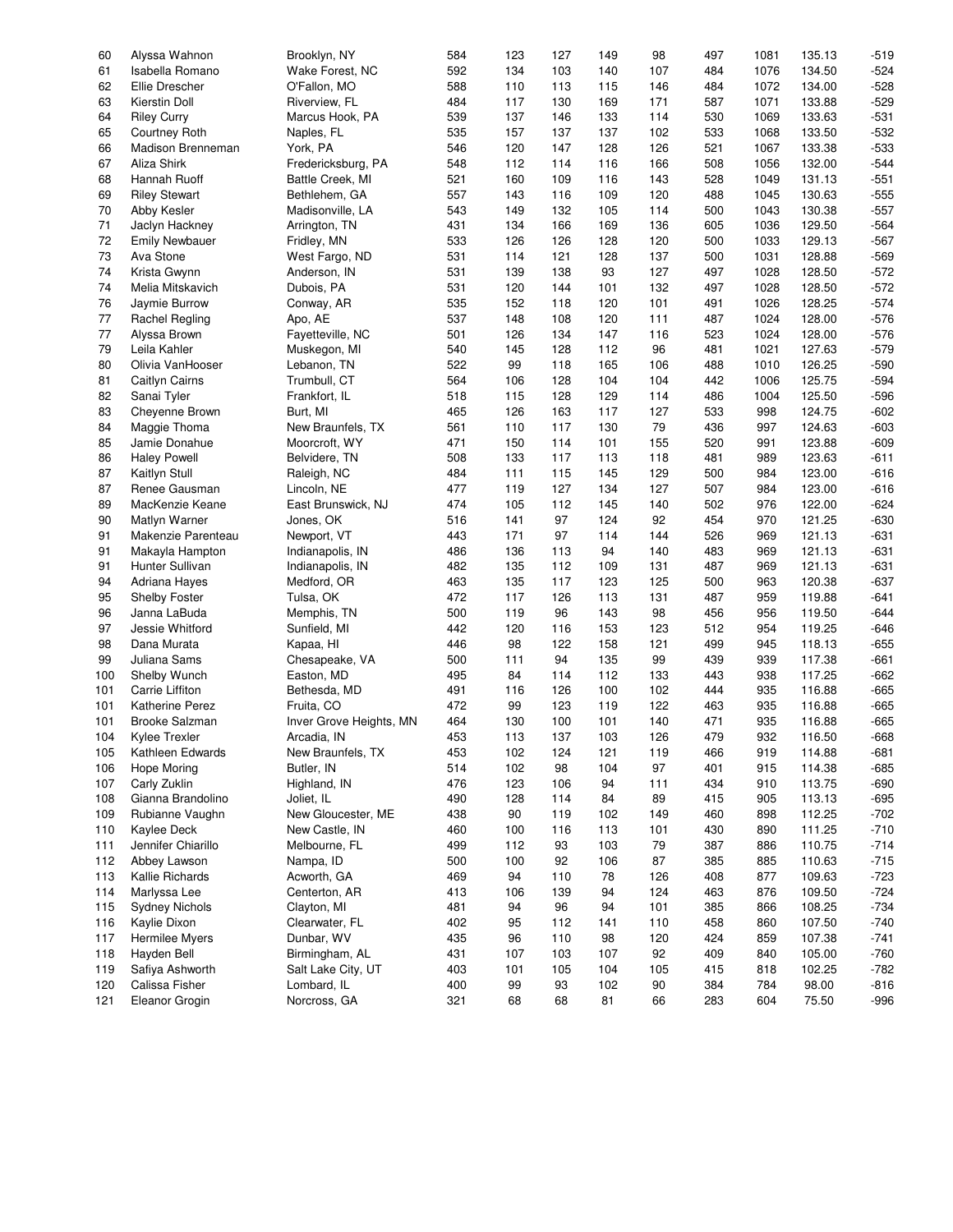| | | | | | | | | | | | |
|---|---|---|---|---|---|---|---|---|---|---|---|
| 60 | Alyssa Wahnon | Brooklyn, NY | 584 | 123 | 127 | 149 | 98 | 497 | 1081 | 135.13 | -519 |
| 61 | Isabella Romano | Wake Forest, NC | 592 | 134 | 103 | 140 | 107 | 484 | 1076 | 134.50 | -524 |
| 62 | Ellie Drescher | O'Fallon, MO | 588 | 110 | 113 | 115 | 146 | 484 | 1072 | 134.00 | -528 |
| 63 | Kierstin Doll | Riverview, FL | 484 | 117 | 130 | 169 | 171 | 587 | 1071 | 133.88 | -529 |
| 64 | Riley Curry | Marcus Hook, PA | 539 | 137 | 146 | 133 | 114 | 530 | 1069 | 133.63 | -531 |
| 65 | Courtney Roth | Naples, FL | 535 | 157 | 137 | 137 | 102 | 533 | 1068 | 133.50 | -532 |
| 66 | Madison Brenneman | York, PA | 546 | 120 | 147 | 128 | 126 | 521 | 1067 | 133.38 | -533 |
| 67 | Aliza Shirk | Fredericksburg, PA | 548 | 112 | 114 | 116 | 166 | 508 | 1056 | 132.00 | -544 |
| 68 | Hannah Ruoff | Battle Creek, MI | 521 | 160 | 109 | 116 | 143 | 528 | 1049 | 131.13 | -551 |
| 69 | Riley Stewart | Bethlehem, GA | 557 | 143 | 116 | 109 | 120 | 488 | 1045 | 130.63 | -555 |
| 70 | Abby Kesler | Madisonville, LA | 543 | 149 | 132 | 105 | 114 | 500 | 1043 | 130.38 | -557 |
| 71 | Jaclyn Hackney | Arrington, TN | 431 | 134 | 166 | 169 | 136 | 605 | 1036 | 129.50 | -564 |
| 72 | Emily Newbauer | Fridley, MN | 533 | 126 | 126 | 128 | 120 | 500 | 1033 | 129.13 | -567 |
| 73 | Ava Stone | West Fargo, ND | 531 | 114 | 121 | 128 | 137 | 500 | 1031 | 128.88 | -569 |
| 74 | Krista Gwynn | Anderson, IN | 531 | 139 | 138 | 93 | 127 | 497 | 1028 | 128.50 | -572 |
| 74 | Melia Mitskavich | Dubois, PA | 531 | 120 | 144 | 101 | 132 | 497 | 1028 | 128.50 | -572 |
| 76 | Jaymie Burrow | Conway, AR | 535 | 152 | 118 | 120 | 101 | 491 | 1026 | 128.25 | -574 |
| 77 | Rachel Regling | Apo, AE | 537 | 148 | 108 | 120 | 111 | 487 | 1024 | 128.00 | -576 |
| 77 | Alyssa Brown | Fayetteville, NC | 501 | 126 | 134 | 147 | 116 | 523 | 1024 | 128.00 | -576 |
| 79 | Leila Kahler | Muskegon, MI | 540 | 145 | 128 | 112 | 96 | 481 | 1021 | 127.63 | -579 |
| 80 | Olivia VanHooser | Lebanon, TN | 522 | 99 | 118 | 165 | 106 | 488 | 1010 | 126.25 | -590 |
| 81 | Caitlyn Cairns | Trumbull, CT | 564 | 106 | 128 | 104 | 104 | 442 | 1006 | 125.75 | -594 |
| 82 | Sanai Tyler | Frankfort, IL | 518 | 115 | 128 | 129 | 114 | 486 | 1004 | 125.50 | -596 |
| 83 | Cheyenne Brown | Burt, MI | 465 | 126 | 163 | 117 | 127 | 533 | 998 | 124.75 | -602 |
| 84 | Maggie Thoma | New Braunfels, TX | 561 | 110 | 117 | 130 | 79 | 436 | 997 | 124.63 | -603 |
| 85 | Jamie Donahue | Moorcroft, WY | 471 | 150 | 114 | 101 | 155 | 520 | 991 | 123.88 | -609 |
| 86 | Haley Powell | Belvidere, TN | 508 | 133 | 117 | 113 | 118 | 481 | 989 | 123.63 | -611 |
| 87 | Kaitlyn Stull | Raleigh, NC | 484 | 111 | 115 | 145 | 129 | 500 | 984 | 123.00 | -616 |
| 87 | Renee Gausman | Lincoln, NE | 477 | 119 | 127 | 134 | 127 | 507 | 984 | 123.00 | -616 |
| 89 | MacKenzie Keane | East Brunswick, NJ | 474 | 105 | 112 | 145 | 140 | 502 | 976 | 122.00 | -624 |
| 90 | Matlyn Warner | Jones, OK | 516 | 141 | 97 | 124 | 92 | 454 | 970 | 121.25 | -630 |
| 91 | Makenzie Parenteau | Newport, VT | 443 | 171 | 97 | 114 | 144 | 526 | 969 | 121.13 | -631 |
| 91 | Makayla Hampton | Indianapolis, IN | 486 | 136 | 113 | 94 | 140 | 483 | 969 | 121.13 | -631 |
| 91 | Hunter Sullivan | Indianapolis, IN | 482 | 135 | 112 | 109 | 131 | 487 | 969 | 121.13 | -631 |
| 94 | Adriana Hayes | Medford, OR | 463 | 135 | 117 | 123 | 125 | 500 | 963 | 120.38 | -637 |
| 95 | Shelby Foster | Tulsa, OK | 472 | 117 | 126 | 113 | 131 | 487 | 959 | 119.88 | -641 |
| 96 | Janna LaBuda | Memphis, TN | 500 | 119 | 96 | 143 | 98 | 456 | 956 | 119.50 | -644 |
| 97 | Jessie Whitford | Sunfield, MI | 442 | 120 | 116 | 153 | 123 | 512 | 954 | 119.25 | -646 |
| 98 | Dana Murata | Kapaa, HI | 446 | 98 | 122 | 158 | 121 | 499 | 945 | 118.13 | -655 |
| 99 | Juliana Sams | Chesapeake, VA | 500 | 111 | 94 | 135 | 99 | 439 | 939 | 117.38 | -661 |
| 100 | Shelby Wunch | Easton, MD | 495 | 84 | 114 | 112 | 133 | 443 | 938 | 117.25 | -662 |
| 101 | Carrie Liffiton | Bethesda, MD | 491 | 116 | 126 | 100 | 102 | 444 | 935 | 116.88 | -665 |
| 101 | Katherine Perez | Fruita, CO | 472 | 99 | 123 | 119 | 122 | 463 | 935 | 116.88 | -665 |
| 101 | Brooke Salzman | Inver Grove Heights, MN | 464 | 130 | 100 | 101 | 140 | 471 | 935 | 116.88 | -665 |
| 104 | Kylee Trexler | Arcadia, IN | 453 | 113 | 137 | 103 | 126 | 479 | 932 | 116.50 | -668 |
| 105 | Kathleen Edwards | New Braunfels, TX | 453 | 102 | 124 | 121 | 119 | 466 | 919 | 114.88 | -681 |
| 106 | Hope Moring | Butler, IN | 514 | 102 | 98 | 104 | 97 | 401 | 915 | 114.38 | -685 |
| 107 | Carly Zuklin | Highland, IN | 476 | 123 | 106 | 94 | 111 | 434 | 910 | 113.75 | -690 |
| 108 | Gianna Brandolino | Joliet, IL | 490 | 128 | 114 | 84 | 89 | 415 | 905 | 113.13 | -695 |
| 109 | Rubianne Vaughn | New Gloucester, ME | 438 | 90 | 119 | 102 | 149 | 460 | 898 | 112.25 | -702 |
| 110 | Kaylee Deck | New Castle, IN | 460 | 100 | 116 | 113 | 101 | 430 | 890 | 111.25 | -710 |
| 111 | Jennifer Chiarillo | Melbourne, FL | 499 | 112 | 93 | 103 | 79 | 387 | 886 | 110.75 | -714 |
| 112 | Abbey Lawson | Nampa, ID | 500 | 100 | 92 | 106 | 87 | 385 | 885 | 110.63 | -715 |
| 113 | Kallie Richards | Acworth, GA | 469 | 94 | 110 | 78 | 126 | 408 | 877 | 109.63 | -723 |
| 114 | Marlyssa Lee | Centerton, AR | 413 | 106 | 139 | 94 | 124 | 463 | 876 | 109.50 | -724 |
| 115 | Sydney Nichols | Clayton, MI | 481 | 94 | 96 | 94 | 101 | 385 | 866 | 108.25 | -734 |
| 116 | Kaylie Dixon | Clearwater, FL | 402 | 95 | 112 | 141 | 110 | 458 | 860 | 107.50 | -740 |
| 117 | Hermilee Myers | Dunbar, WV | 435 | 96 | 110 | 98 | 120 | 424 | 859 | 107.38 | -741 |
| 118 | Hayden Bell | Birmingham, AL | 431 | 107 | 103 | 107 | 92 | 409 | 840 | 105.00 | -760 |
| 119 | Safiya Ashworth | Salt Lake City, UT | 403 | 101 | 105 | 104 | 105 | 415 | 818 | 102.25 | -782 |
| 120 | Calissa Fisher | Lombard, IL | 400 | 99 | 93 | 102 | 90 | 384 | 784 | 98.00 | -816 |
| 121 | Eleanor Grogin | Norcross, GA | 321 | 68 | 68 | 81 | 66 | 283 | 604 | 75.50 | -996 |